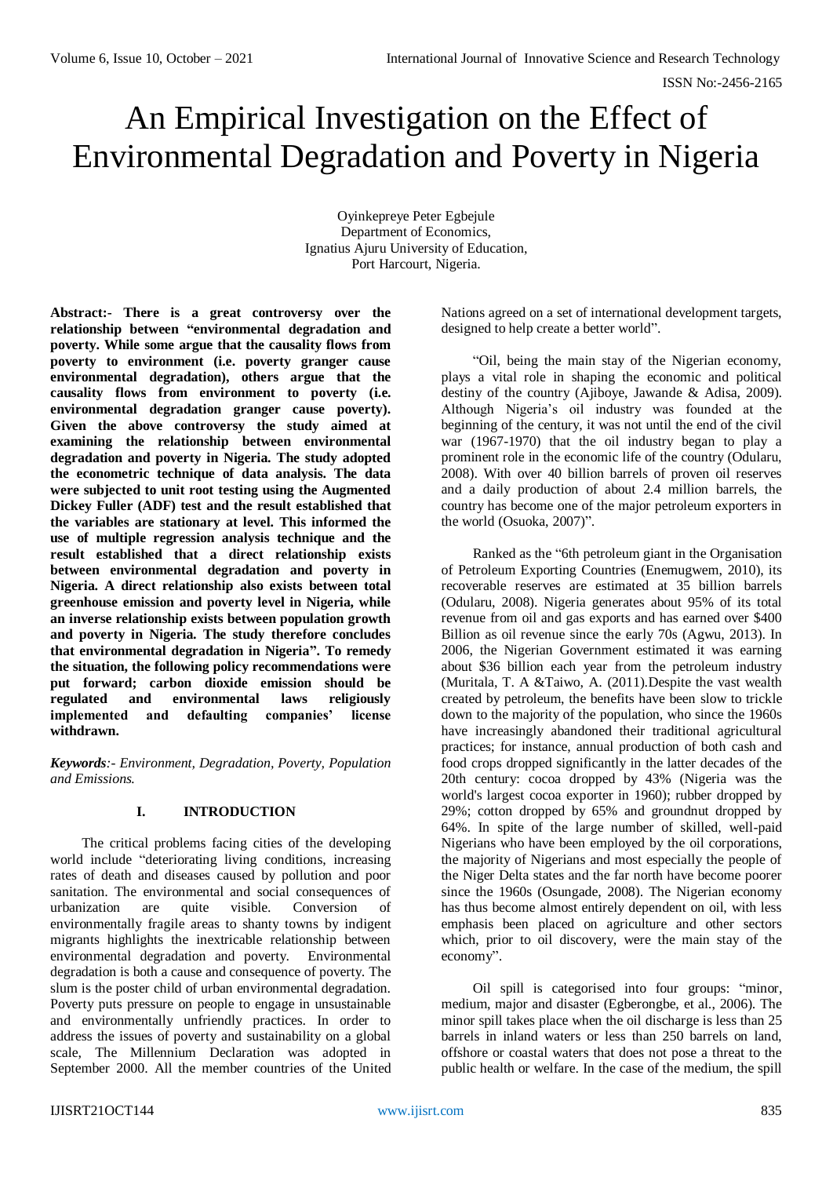# An Empirical Investigation on the Effect of Environmental Degradation and Poverty in Nigeria

Oyinkepreye Peter Egbejule
Department of Economics,
Ignatius Ajuru University of Education,
Port Harcourt, Nigeria.

**Abstract:- There is a great controversy over the relationship between "environmental degradation and poverty. While some argue that the causality flows from poverty to environment (i.e. poverty granger cause environmental degradation), others argue that the causality flows from environment to poverty (i.e. environmental degradation granger cause poverty). Given the above controversy the study aimed at examining the relationship between environmental degradation and poverty in Nigeria. The study adopted the econometric technique of data analysis. The data were subjected to unit root testing using the Augmented Dickey Fuller (ADF) test and the result established that the variables are stationary at level. This informed the use of multiple regression analysis technique and the result established that a direct relationship exists between environmental degradation and poverty in Nigeria. A direct relationship also exists between total greenhouse emission and poverty level in Nigeria, while an inverse relationship exists between population growth and poverty in Nigeria. The study therefore concludes that environmental degradation in Nigeria". To remedy the situation, the following policy recommendations were put forward; carbon dioxide emission should be regulated and environmental laws religiously implemented and defaulting companies' license withdrawn.**

***Keywords**:- Environment, Degradation, Poverty, Population and Emissions.*

## I. INTRODUCTION

The critical problems facing cities of the developing world include "deteriorating living conditions, increasing rates of death and diseases caused by pollution and poor sanitation. The environmental and social consequences of urbanization are quite visible. Conversion of environmentally fragile areas to shanty towns by indigent migrants highlights the inextricable relationship between environmental degradation and poverty. Environmental degradation is both a cause and consequence of poverty. The slum is the poster child of urban environmental degradation. Poverty puts pressure on people to engage in unsustainable and environmentally unfriendly practices. In order to address the issues of poverty and sustainability on a global scale, The Millennium Declaration was adopted in September 2000. All the member countries of the United Nations agreed on a set of international development targets, designed to help create a better world".

"Oil, being the main stay of the Nigerian economy, plays a vital role in shaping the economic and political destiny of the country (Ajiboye, Jawande & Adisa, 2009). Although Nigeria's oil industry was founded at the beginning of the century, it was not until the end of the civil war (1967-1970) that the oil industry began to play a prominent role in the economic life of the country (Odularu, 2008). With over 40 billion barrels of proven oil reserves and a daily production of about 2.4 million barrels, the country has become one of the major petroleum exporters in the world (Osuoka, 2007)".

Ranked as the "6th petroleum giant in the Organisation of Petroleum Exporting Countries (Enemugwem, 2010), its recoverable reserves are estimated at 35 billion barrels (Odularu, 2008). Nigeria generates about 95% of its total revenue from oil and gas exports and has earned over $400 Billion as oil revenue since the early 70s (Agwu, 2013). In 2006, the Nigerian Government estimated it was earning about $36 billion each year from the petroleum industry (Muritala, T. A &Taiwo, A. (2011).Despite the vast wealth created by petroleum, the benefits have been slow to trickle down to the majority of the population, who since the 1960s have increasingly abandoned their traditional agricultural practices; for instance, annual production of both cash and food crops dropped significantly in the latter decades of the 20th century: cocoa dropped by 43% (Nigeria was the world's largest cocoa exporter in 1960); rubber dropped by 29%; cotton dropped by 65% and groundnut dropped by 64%. In spite of the large number of skilled, well-paid Nigerians who have been employed by the oil corporations, the majority of Nigerians and most especially the people of the Niger Delta states and the far north have become poorer since the 1960s (Osungade, 2008). The Nigerian economy has thus become almost entirely dependent on oil, with less emphasis been placed on agriculture and other sectors which, prior to oil discovery, were the main stay of the economy".

Oil spill is categorised into four groups: "minor, medium, major and disaster (Egberongbe, et al., 2006). The minor spill takes place when the oil discharge is less than 25 barrels in inland waters or less than 250 barrels on land, offshore or coastal waters that does not pose a threat to the public health or welfare. In the case of the medium, the spill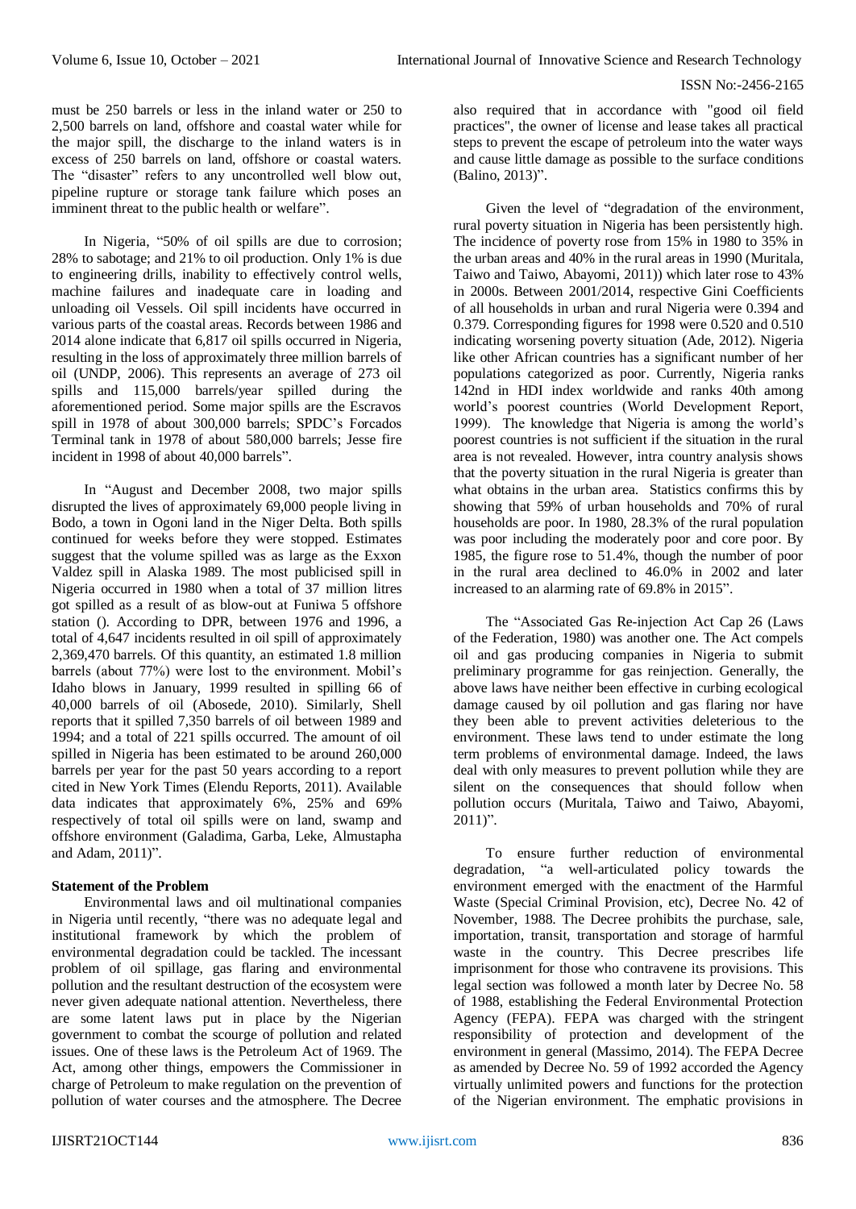must be 250 barrels or less in the inland water or 250 to 2,500 barrels on land, offshore and coastal water while for the major spill, the discharge to the inland waters is in excess of 250 barrels on land, offshore or coastal waters. The "disaster" refers to any uncontrolled well blow out, pipeline rupture or storage tank failure which poses an imminent threat to the public health or welfare".

In Nigeria, "50% of oil spills are due to corrosion; 28% to sabotage; and 21% to oil production. Only 1% is due to engineering drills, inability to effectively control wells, machine failures and inadequate care in loading and unloading oil Vessels. Oil spill incidents have occurred in various parts of the coastal areas. Records between 1986 and 2014 alone indicate that 6,817 oil spills occurred in Nigeria, resulting in the loss of approximately three million barrels of oil (UNDP, 2006). This represents an average of 273 oil spills and 115,000 barrels/year spilled during the aforementioned period. Some major spills are the Escravos spill in 1978 of about 300,000 barrels; SPDC's Forcados Terminal tank in 1978 of about 580,000 barrels; Jesse fire incident in 1998 of about 40,000 barrels".

In "August and December 2008, two major spills disrupted the lives of approximately 69,000 people living in Bodo, a town in Ogoni land in the Niger Delta. Both spills continued for weeks before they were stopped. Estimates suggest that the volume spilled was as large as the Exxon Valdez spill in Alaska 1989. The most publicised spill in Nigeria occurred in 1980 when a total of 37 million litres got spilled as a result of as blow-out at Funiwa 5 offshore station (). According to DPR, between 1976 and 1996, a total of 4,647 incidents resulted in oil spill of approximately 2,369,470 barrels. Of this quantity, an estimated 1.8 million barrels (about 77%) were lost to the environment. Mobil's Idaho blows in January, 1999 resulted in spilling 66 of 40,000 barrels of oil (Abosede, 2010). Similarly, Shell reports that it spilled 7,350 barrels of oil between 1989 and 1994; and a total of 221 spills occurred. The amount of oil spilled in Nigeria has been estimated to be around 260,000 barrels per year for the past 50 years according to a report cited in New York Times (Elendu Reports, 2011). Available data indicates that approximately 6%, 25% and 69% respectively of total oil spills were on land, swamp and offshore environment (Galadima, Garba, Leke, Almustapha and Adam, 2011)".

**Statement of the Problem**

Environmental laws and oil multinational companies in Nigeria until recently, "there was no adequate legal and institutional framework by which the problem of environmental degradation could be tackled. The incessant problem of oil spillage, gas flaring and environmental pollution and the resultant destruction of the ecosystem were never given adequate national attention. Nevertheless, there are some latent laws put in place by the Nigerian government to combat the scourge of pollution and related issues. One of these laws is the Petroleum Act of 1969. The Act, among other things, empowers the Commissioner in charge of Petroleum to make regulation on the prevention of pollution of water courses and the atmosphere. The Decree also required that in accordance with "good oil field practices", the owner of license and lease takes all practical steps to prevent the escape of petroleum into the water ways and cause little damage as possible to the surface conditions (Balino, 2013)".

Given the level of "degradation of the environment, rural poverty situation in Nigeria has been persistently high. The incidence of poverty rose from 15% in 1980 to 35% in the urban areas and 40% in the rural areas in 1990 (Muritala, Taiwo and Taiwo, Abayomi, 2011)) which later rose to 43% in 2000s. Between 2001/2014, respective Gini Coefficients of all households in urban and rural Nigeria were 0.394 and 0.379. Corresponding figures for 1998 were 0.520 and 0.510 indicating worsening poverty situation (Ade, 2012). Nigeria like other African countries has a significant number of her populations categorized as poor. Currently, Nigeria ranks 142nd in HDI index worldwide and ranks 40th among world's poorest countries (World Development Report, 1999). The knowledge that Nigeria is among the world's poorest countries is not sufficient if the situation in the rural area is not revealed. However, intra country analysis shows that the poverty situation in the rural Nigeria is greater than what obtains in the urban area. Statistics confirms this by showing that 59% of urban households and 70% of rural households are poor. In 1980, 28.3% of the rural population was poor including the moderately poor and core poor. By 1985, the figure rose to 51.4%, though the number of poor in the rural area declined to 46.0% in 2002 and later increased to an alarming rate of 69.8% in 2015".

The "Associated Gas Re-injection Act Cap 26 (Laws of the Federation, 1980) was another one. The Act compels oil and gas producing companies in Nigeria to submit preliminary programme for gas reinjection. Generally, the above laws have neither been effective in curbing ecological damage caused by oil pollution and gas flaring nor have they been able to prevent activities deleterious to the environment. These laws tend to under estimate the long term problems of environmental damage. Indeed, the laws deal with only measures to prevent pollution while they are silent on the consequences that should follow when pollution occurs (Muritala, Taiwo and Taiwo, Abayomi, 2011)".

To ensure further reduction of environmental degradation, "a well-articulated policy towards the environment emerged with the enactment of the Harmful Waste (Special Criminal Provision, etc), Decree No. 42 of November, 1988. The Decree prohibits the purchase, sale, importation, transit, transportation and storage of harmful waste in the country. This Decree prescribes life imprisonment for those who contravene its provisions. This legal section was followed a month later by Decree No. 58 of 1988, establishing the Federal Environmental Protection Agency (FEPA). FEPA was charged with the stringent responsibility of protection and development of the environment in general (Massimo, 2014). The FEPA Decree as amended by Decree No. 59 of 1992 accorded the Agency virtually unlimited powers and functions for the protection of the Nigerian environment. The emphatic provisions in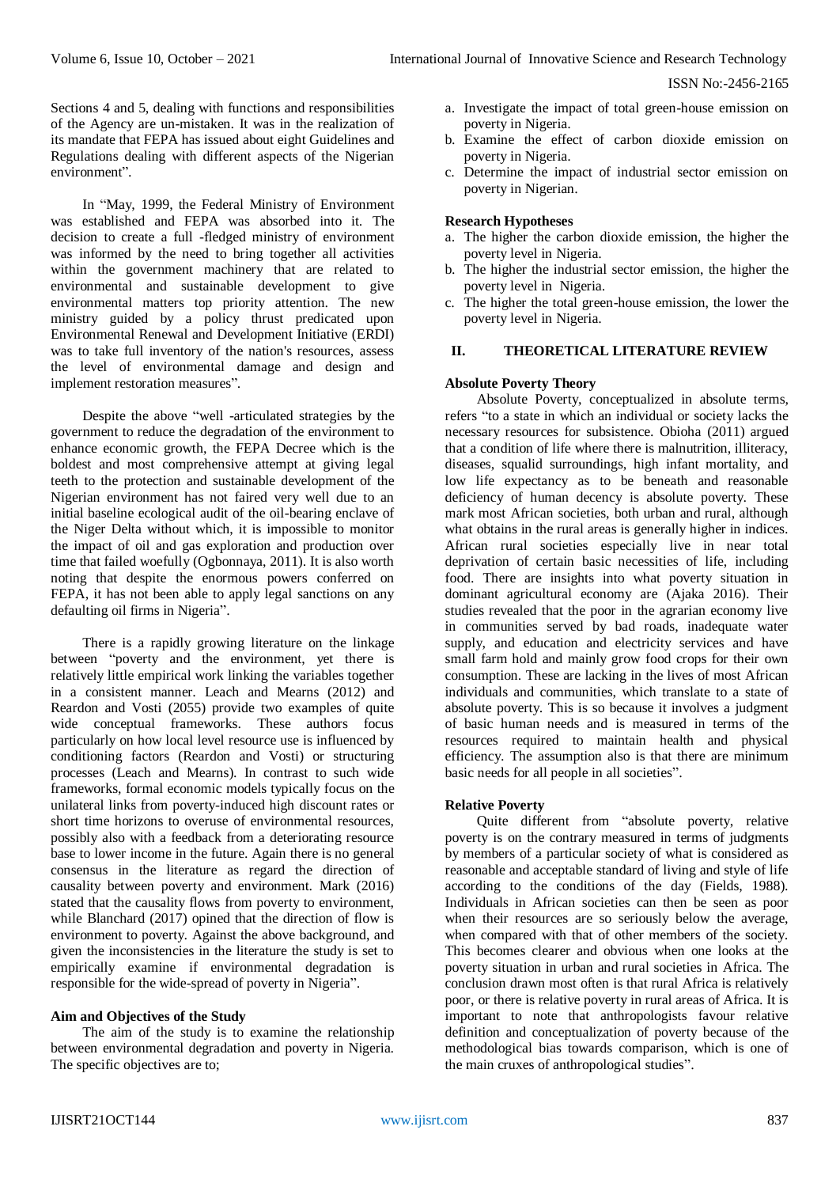Sections 4 and 5, dealing with functions and responsibilities of the Agency are un-mistaken. It was in the realization of its mandate that FEPA has issued about eight Guidelines and Regulations dealing with different aspects of the Nigerian environment".

In "May, 1999, the Federal Ministry of Environment was established and FEPA was absorbed into it. The decision to create a full -fledged ministry of environment was informed by the need to bring together all activities within the government machinery that are related to environmental and sustainable development to give environmental matters top priority attention. The new ministry guided by a policy thrust predicated upon Environmental Renewal and Development Initiative (ERDI) was to take full inventory of the nation's resources, assess the level of environmental damage and design and implement restoration measures".

Despite the above "well -articulated strategies by the government to reduce the degradation of the environment to enhance economic growth, the FEPA Decree which is the boldest and most comprehensive attempt at giving legal teeth to the protection and sustainable development of the Nigerian environment has not faired very well due to an initial baseline ecological audit of the oil-bearing enclave of the Niger Delta without which, it is impossible to monitor the impact of oil and gas exploration and production over time that failed woefully (Ogbonnaya, 2011). It is also worth noting that despite the enormous powers conferred on FEPA, it has not been able to apply legal sanctions on any defaulting oil firms in Nigeria".

There is a rapidly growing literature on the linkage between "poverty and the environment, yet there is relatively little empirical work linking the variables together in a consistent manner. Leach and Mearns (2012) and Reardon and Vosti (2055) provide two examples of quite wide conceptual frameworks. These authors focus particularly on how local level resource use is influenced by conditioning factors (Reardon and Vosti) or structuring processes (Leach and Mearns). In contrast to such wide frameworks, formal economic models typically focus on the unilateral links from poverty-induced high discount rates or short time horizons to overuse of environmental resources, possibly also with a feedback from a deteriorating resource base to lower income in the future. Again there is no general consensus in the literature as regard the direction of causality between poverty and environment. Mark (2016) stated that the causality flows from poverty to environment, while Blanchard (2017) opined that the direction of flow is environment to poverty. Against the above background, and given the inconsistencies in the literature the study is set to empirically examine if environmental degradation is responsible for the wide-spread of poverty in Nigeria".

**Aim and Objectives of the Study**

The aim of the study is to examine the relationship between environmental degradation and poverty in Nigeria. The specific objectives are to;

a. Investigate the impact of total green-house emission on poverty in Nigeria.
b. Examine the effect of carbon dioxide emission on poverty in Nigeria.
c. Determine the impact of industrial sector emission on poverty in Nigerian.

**Research Hypotheses**

a. The higher the carbon dioxide emission, the higher the poverty level in Nigeria.
b. The higher the industrial sector emission, the higher the poverty level in Nigeria.
c. The higher the total green-house emission, the lower the poverty level in Nigeria.

## II. THEORETICAL LITERATURE REVIEW

**Absolute Poverty Theory**

Absolute Poverty, conceptualized in absolute terms, refers "to a state in which an individual or society lacks the necessary resources for subsistence. Obioha (2011) argued that a condition of life where there is malnutrition, illiteracy, diseases, squalid surroundings, high infant mortality, and low life expectancy as to be beneath and reasonable deficiency of human decency is absolute poverty. These mark most African societies, both urban and rural, although what obtains in the rural areas is generally higher in indices. African rural societies especially live in near total deprivation of certain basic necessities of life, including food. There are insights into what poverty situation in dominant agricultural economy are (Ajaka 2016). Their studies revealed that the poor in the agrarian economy live in communities served by bad roads, inadequate water supply, and education and electricity services and have small farm hold and mainly grow food crops for their own consumption. These are lacking in the lives of most African individuals and communities, which translate to a state of absolute poverty. This is so because it involves a judgment of basic human needs and is measured in terms of the resources required to maintain health and physical efficiency. The assumption also is that there are minimum basic needs for all people in all societies".

**Relative Poverty**

Quite different from "absolute poverty, relative poverty is on the contrary measured in terms of judgments by members of a particular society of what is considered as reasonable and acceptable standard of living and style of life according to the conditions of the day (Fields, 1988). Individuals in African societies can then be seen as poor when their resources are so seriously below the average, when compared with that of other members of the society. This becomes clearer and obvious when one looks at the poverty situation in urban and rural societies in Africa. The conclusion drawn most often is that rural Africa is relatively poor, or there is relative poverty in rural areas of Africa. It is important to note that anthropologists favour relative definition and conceptualization of poverty because of the methodological bias towards comparison, which is one of the main cruxes of anthropological studies".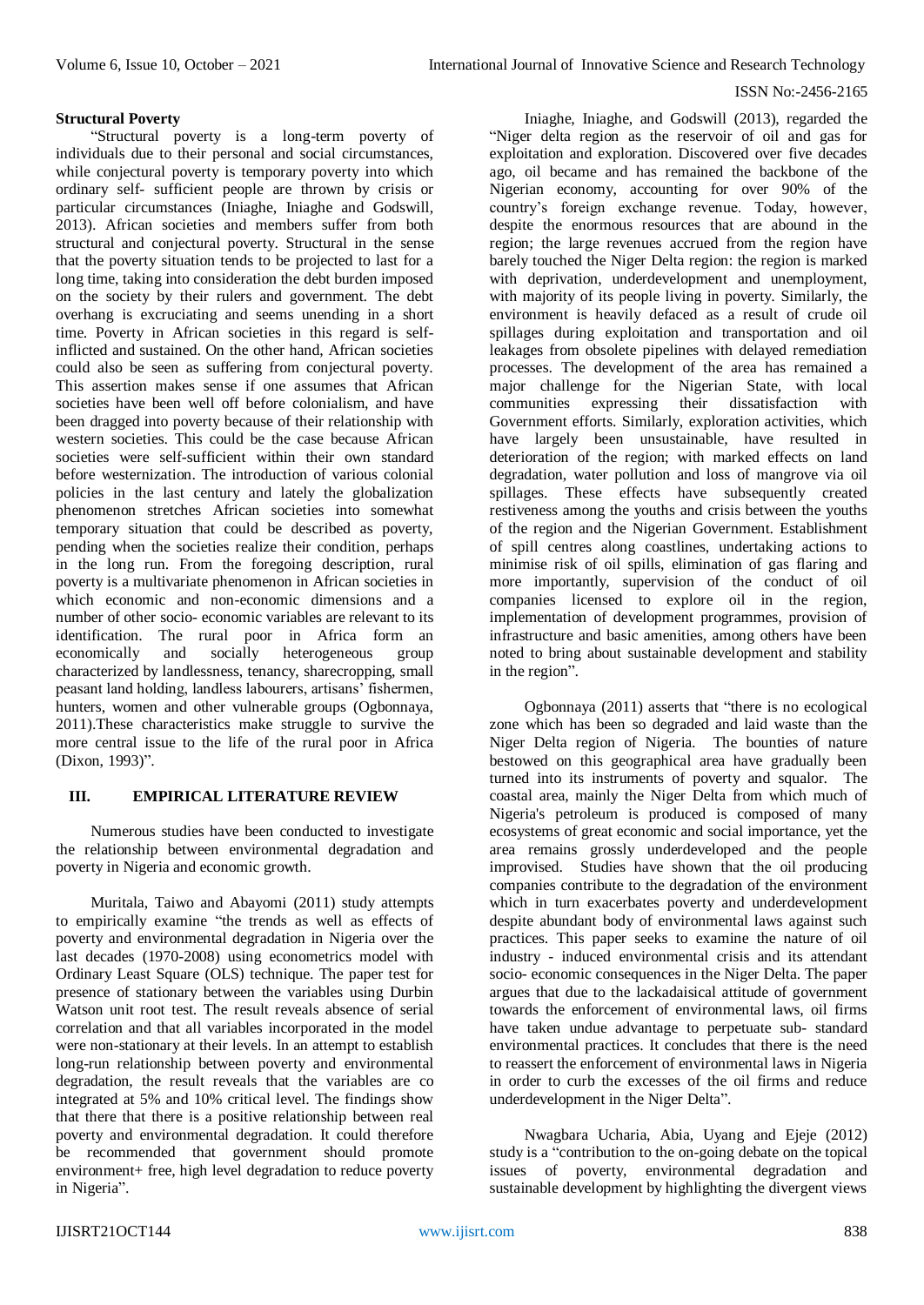### Structural Poverty

"Structural poverty is a long-term poverty of individuals due to their personal and social circumstances, while conjectural poverty is temporary poverty into which ordinary self- sufficient people are thrown by crisis or particular circumstances (Iniaghe, Iniaghe and Godswill, 2013). African societies and members suffer from both structural and conjectural poverty. Structural in the sense that the poverty situation tends to be projected to last for a long time, taking into consideration the debt burden imposed on the society by their rulers and government. The debt overhang is excruciating and seems unending in a short time. Poverty in African societies in this regard is self-inflicted and sustained. On the other hand, African societies could also be seen as suffering from conjectural poverty. This assertion makes sense if one assumes that African societies have been well off before colonialism, and have been dragged into poverty because of their relationship with western societies. This could be the case because African societies were self-sufficient within their own standard before westernization. The introduction of various colonial policies in the last century and lately the globalization phenomenon stretches African societies into somewhat temporary situation that could be described as poverty, pending when the societies realize their condition, perhaps in the long run. From the foregoing description, rural poverty is a multivariate phenomenon in African societies in which economic and non-economic dimensions and a number of other socio- economic variables are relevant to its identification. The rural poor in Africa form an economically and socially heterogeneous group characterized by landlessness, tenancy, sharecropping, small peasant land holding, landless labourers, artisans' fishermen, hunters, women and other vulnerable groups (Ogbonnaya, 2011).These characteristics make struggle to survive the more central issue to the life of the rural poor in Africa (Dixon, 1993)".

## III. EMPIRICAL LITERATURE REVIEW

Numerous studies have been conducted to investigate the relationship between environmental degradation and poverty in Nigeria and economic growth.

Muritala, Taiwo and Abayomi (2011) study attempts to empirically examine "the trends as well as effects of poverty and environmental degradation in Nigeria over the last decades (1970-2008) using econometrics model with Ordinary Least Square (OLS) technique. The paper test for presence of stationary between the variables using Durbin Watson unit root test. The result reveals absence of serial correlation and that all variables incorporated in the model were non-stationary at their levels. In an attempt to establish long-run relationship between poverty and environmental degradation, the result reveals that the variables are co integrated at 5% and 10% critical level. The findings show that there that there is a positive relationship between real poverty and environmental degradation. It could therefore be recommended that government should promote environment+ free, high level degradation to reduce poverty in Nigeria".

Iniaghe, Iniaghe, and Godswill (2013), regarded the "Niger delta region as the reservoir of oil and gas for exploitation and exploration. Discovered over five decades ago, oil became and has remained the backbone of the Nigerian economy, accounting for over 90% of the country's foreign exchange revenue. Today, however, despite the enormous resources that are abound in the region; the large revenues accrued from the region have barely touched the Niger Delta region: the region is marked with deprivation, underdevelopment and unemployment, with majority of its people living in poverty. Similarly, the environment is heavily defaced as a result of crude oil spillages during exploitation and transportation and oil leakages from obsolete pipelines with delayed remediation processes. The development of the area has remained a major challenge for the Nigerian State, with local communities expressing their dissatisfaction with Government efforts. Similarly, exploration activities, which have largely been unsustainable, have resulted in deterioration of the region; with marked effects on land degradation, water pollution and loss of mangrove via oil spillages. These effects have subsequently created restiveness among the youths and crisis between the youths of the region and the Nigerian Government. Establishment of spill centres along coastlines, undertaking actions to minimise risk of oil spills, elimination of gas flaring and more importantly, supervision of the conduct of oil companies licensed to explore oil in the region, implementation of development programmes, provision of infrastructure and basic amenities, among others have been noted to bring about sustainable development and stability in the region".

Ogbonnaya (2011) asserts that "there is no ecological zone which has been so degraded and laid waste than the Niger Delta region of Nigeria. The bounties of nature bestowed on this geographical area have gradually been turned into its instruments of poverty and squalor. The coastal area, mainly the Niger Delta from which much of Nigeria's petroleum is produced is composed of many ecosystems of great economic and social importance, yet the area remains grossly underdeveloped and the people improvised. Studies have shown that the oil producing companies contribute to the degradation of the environment which in turn exacerbates poverty and underdevelopment despite abundant body of environmental laws against such practices. This paper seeks to examine the nature of oil industry - induced environmental crisis and its attendant socio- economic consequences in the Niger Delta. The paper argues that due to the lackadaisical attitude of government towards the enforcement of environmental laws, oil firms have taken undue advantage to perpetuate sub- standard environmental practices. It concludes that there is the need to reassert the enforcement of environmental laws in Nigeria in order to curb the excesses of the oil firms and reduce underdevelopment in the Niger Delta".

Nwagbara Ucharia, Abia, Uyang and Ejeje (2012) study is a "contribution to the on-going debate on the topical issues of poverty, environmental degradation and sustainable development by highlighting the divergent views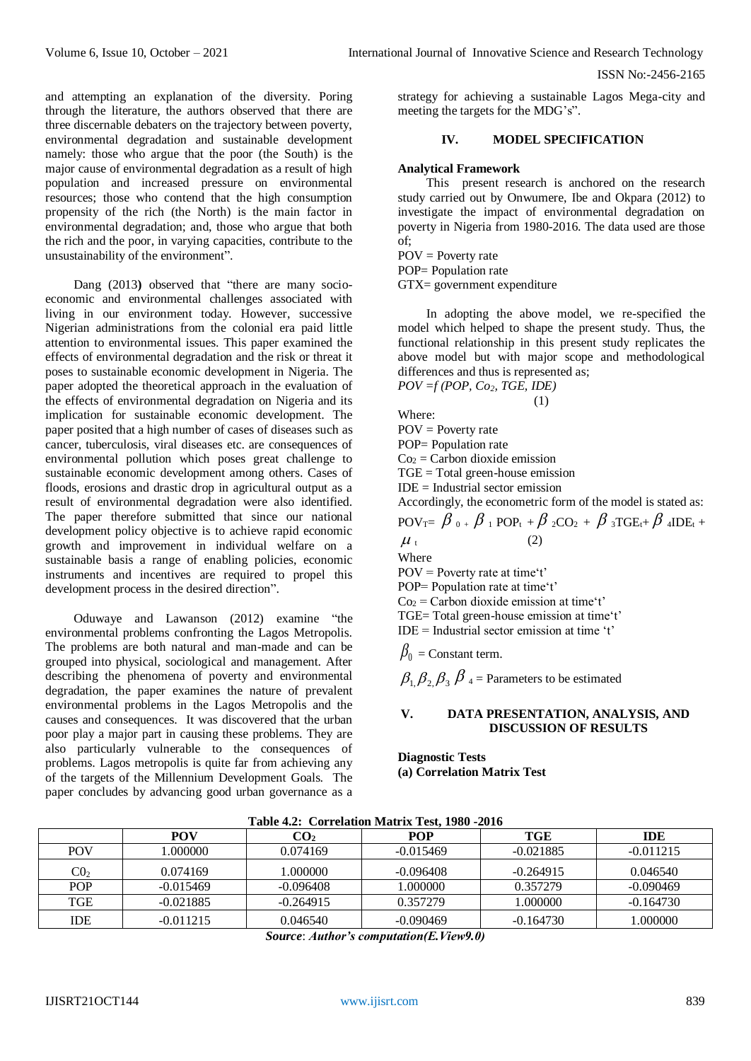and attempting an explanation of the diversity. Poring through the literature, the authors observed that there are three discernable debaters on the trajectory between poverty, environmental degradation and sustainable development namely: those who argue that the poor (the South) is the major cause of environmental degradation as a result of high population and increased pressure on environmental resources; those who contend that the high consumption propensity of the rich (the North) is the main factor in environmental degradation; and, those who argue that both the rich and the poor, in varying capacities, contribute to the unsustainability of the environment".

Dang (2013**)** observed that "there are many socio-economic and environmental challenges associated with living in our environment today. However, successive Nigerian administrations from the colonial era paid little attention to environmental issues. This paper examined the effects of environmental degradation and the risk or threat it poses to sustainable economic development in Nigeria. The paper adopted the theoretical approach in the evaluation of the effects of environmental degradation on Nigeria and its implication for sustainable economic development. The paper posited that a high number of cases of diseases such as cancer, tuberculosis, viral diseases etc. are consequences of environmental pollution which poses great challenge to sustainable economic development among others. Cases of floods, erosions and drastic drop in agricultural output as a result of environmental degradation were also identified. The paper therefore submitted that since our national development policy objective is to achieve rapid economic growth and improvement in individual welfare on a sustainable basis a range of enabling policies, economic instruments and incentives are required to propel this development process in the desired direction".

Oduwaye and Lawanson (2012) examine "the environmental problems confronting the Lagos Metropolis. The problems are both natural and man-made and can be grouped into physical, sociological and management. After describing the phenomena of poverty and environmental degradation, the paper examines the nature of prevalent environmental problems in the Lagos Metropolis and the causes and consequences. It was discovered that the urban poor play a major part in causing these problems. They are also particularly vulnerable to the consequences of problems. Lagos metropolis is quite far from achieving any of the targets of the Millennium Development Goals. The paper concludes by advancing good urban governance as a strategy for achieving a sustainable Lagos Mega-city and meeting the targets for the MDG's".

## IV. MODEL SPECIFICATION

**Analytical Framework**

This present research is anchored on the research study carried out by Onwumere, Ibe and Okpara (2012) to investigate the impact of environmental degradation on poverty in Nigeria from 1980-2016. The data used are those of;

POV = Poverty rate
POP= Population rate
GTX= government expenditure

In adopting the above model, we re-specified the model which helped to shape the present study. Thus, the functional relationship in this present study replicates the above model but with major scope and methodological differences and thus is represented as;

$$POV = f(POP, Co_2, TGE, IDE) \quad (1)$$

Where:
POV = Poverty rate
POP= Population rate
$Co_2$ = Carbon dioxide emission
TGE = Total green-house emission
IDE = Industrial sector emission

Accordingly, the econometric form of the model is stated as:

$$POV_T = \beta_0 + \beta_1 POP_t + \beta_2 CO_2 + \beta_3 TGE_t + \beta_4 IDE_t + \mu_t \quad (2)$$

Where
POV = Poverty rate at time't'
POP= Population rate at time't'
$Co_2$ = Carbon dioxide emission at time't'
TGE= Total green-house emission at time't'
IDE = Industrial sector emission at time 't'

$\beta_0$ = Constant term.

$\beta_1, \beta_2, \beta_3, \beta_4$ = Parameters to be estimated

## V. DATA PRESENTATION, ANALYSIS, AND DISCUSSION OF RESULTS

**Diagnostic Tests**

**(a) Correlation Matrix Test**

**Table 4.2: Correlation Matrix Test, 1980 -2016**

| | POV | $CO_2$ | POP | TGE | IDE |
|---|---|---|---|---|---|
| POV | 1.000000 | 0.074169 | -0.015469 | -0.021885 | -0.011215 |
| $C0_2$ | 0.074169 | 1.000000 | -0.096408 | -0.264915 | 0.046540 |
| POP | -0.015469 | -0.096408 | 1.000000 | 0.357279 | -0.090469 |
| TGE | -0.021885 | -0.264915 | 0.357279 | 1.000000 | -0.164730 |
| IDE | -0.011215 | 0.046540 | -0.090469 | -0.164730 | 1.000000 |

***Source**: Author's computation(E.View9.0)*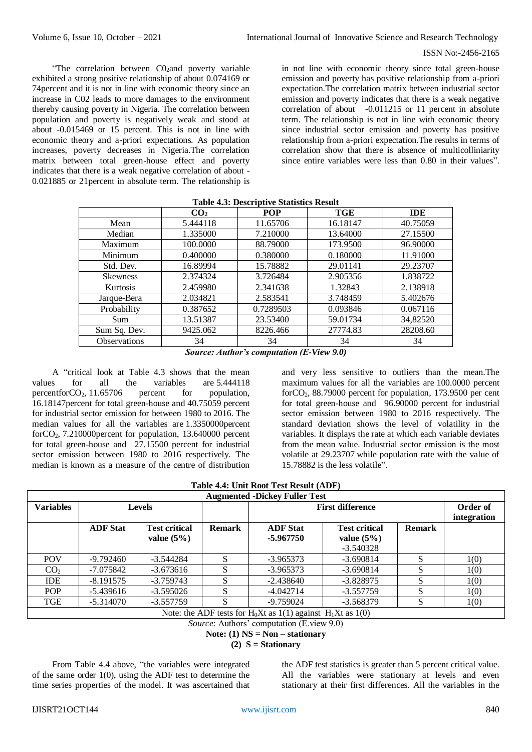"The correlation between $C0_2$and poverty variable exhibited a strong positive relationship of about 0.074169 or 74percent and it is not in line with economic theory since an increase in C02 leads to more damages to the environment thereby causing poverty in Nigeria. The correlation between population and poverty is negatively weak and stood at about -0.015469 or 15 percent. This is not in line with economic theory and a-priori expectations. As population increases, poverty decreases in Nigeria.The correlation matrix between total green-house effect and poverty indicates that there is a weak negative correlation of about -0.021885 or 21percent in absolute term. The relationship is in not line with economic theory since total green-house emission and poverty has positive relationship from a-priori expectation.The correlation matrix between industrial sector emission and poverty indicates that there is a weak negative correlation of about -0.011215 or 11 percent in absolute term. The relationship is not in line with economic theory since industrial sector emission and poverty has positive relationship from a-priori expectation.The results in terms of correlation show that there is absence of multicolliniarity since entire variables were less than 0.80 in their values".

**Table 4.3: Descriptive Statistics Result**

| | $CO_2$ | POP | TGE | IDE |
|---|---|---|---|---|
| Mean | 5.444118 | 11.65706 | 16.18147 | 40.75059 |
| Median | 1.335000 | 7.210000 | 13.64000 | 27.15500 |
| Maximum | 100.0000 | 88.79000 | 173.9500 | 96.90000 |
| Minimum | 0.400000 | 0.380000 | 0.180000 | 11.91000 |
| Std. Dev. | 16.89994 | 15.78882 | 29.01141 | 29.23707 |
| Skewness | 2.374324 | 3.726484 | 2.905356 | 1.838722 |
| Kurtosis | 2.459980 | 2.341638 | 1.32843 | 2.138918 |
| Jarque-Bera | 2.034821 | 2.583541 | 3.748459 | 5.402676 |
| Probability | 0.387652 | 0.7289503 | 0.093846 | 0.067116 |
| Sum | 13.51387 | 23.53400 | 59.01734 | 34,82520 |
| Sum Sq. Dev. | 9425.062 | 8226.466 | 27774.83 | 28208.60 |
| Observations | 34 | 34 | 34 | 34 |

***Source: Author's computation (E-View 9.0)***

A "critical look at Table 4.3 shows that the mean values for all the variables are 5.444118 percentfor$CO_2$, 11.65706 percent for population, 16.18147percent for total green-house and 40.75059 percent for industrial sector emission for between 1980 to 2016. The median values for all the variables are 1.3350000percent for$CO_2$, 7.210000percent for population, 13.640000 percent for total green-house and 27.15500 percent for industrial sector emission between 1980 to 2016 respectively. The median is known as a measure of the centre of distribution and very less sensitive to outliers than the mean.The maximum values for all the variables are 100.0000 percent for$CO_2$, 88.79000 percent for population, 173.9500 per cent for total green-house and 96.90000 percent for industrial sector emission between 1980 to 2016 respectively. The standard deviation shows the level of volatility in the variables. It displays the rate at which each variable deviates from the mean value. Industrial sector emission is the most volatile at 29.23707 while population rate with the value of 15.78882 is the less volatile".

**Table 4.4: Unit Root Test Result (ADF)**

| Augmented -Dickey Fuller Test | | | | | | | |
|---|---|---|---|---|---|---|---|
| **Variables** | **Levels** | | | **First difference** | | | **Order of integration** |
| | **ADF Stat** | **Test critical value (5%)** | **Remark** | **ADF Stat -5.967750** | **Test critical value (5%)** -3.540328 | **Remark** | |
| POV | -9.792460 | -3.544284 | S | -3.965373 | -3.690814 | S | 1(0) |
| $CO_2$ | -7.075842 | -3.673616 | S | -3.965373 | -3.690814 | S | 1(0) |
| IDE | -8.191575 | -3.759743 | S | -2.438640 | -3.828975 | S | 1(0) |
| POP | -5.439616 | -3.595026 | S | -4.042714 | -3.557759 | S | 1(0) |
| TGE | -5.314070 | -3.557759 | S | -9.759024 | -3.568379 | S | 1(0) |
| Note: the ADF tests for $H_0Xt$ as 1(1) against $H_1Xt$ as 1(0) | | | | | | | |

*Source*: Authors' computation (E.view 9.0)

**Note: (1) NS = Non – stationary**

**(2) S = Stationary**

From Table 4.4 above, "the variables were integrated of the same order 1(0), using the ADF test to determine the time series properties of the model. It was ascertained that the ADF test statistics is greater than 5 percent critical value. All the variables were stationary at levels and even stationary at their first differences. All the variables in the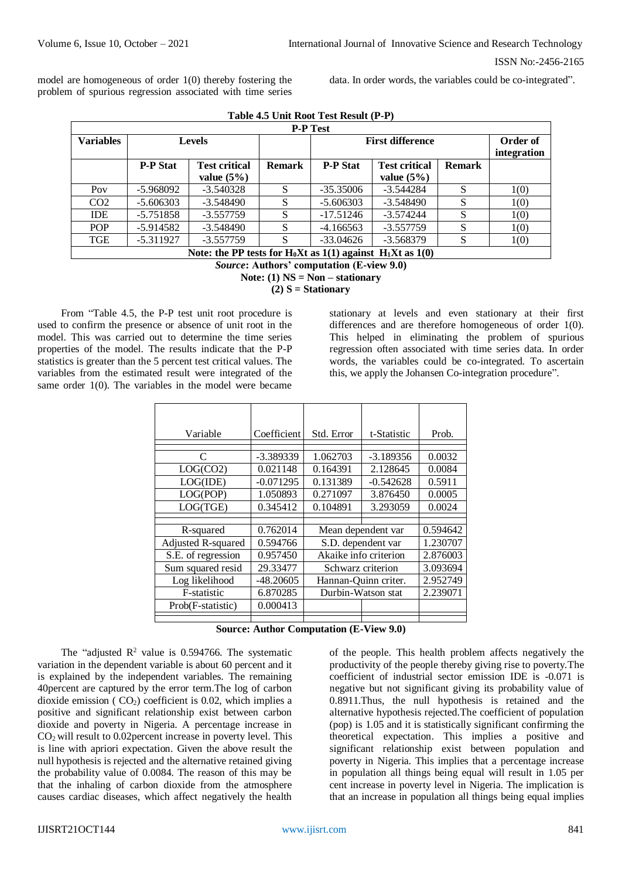model are homogeneous of order 1(0) thereby fostering the problem of spurious regression associated with time series data. In order words, the variables could be co-integrated".

**Table 4.5 Unit Root Test Result (P-P)**

| P-P Test | | | | | | | |
|---|---|---|---|---|---|---|---|
| **Variables** | **Levels** | | | **First difference** | | | **Order of integration** |
| | **P-P Stat** | **Test critical value (5%)** | **Remark** | **P-P Stat** | **Test critical value (5%)** | **Remark** | |
| Pov | -5.968092 | -3.540328 | S | -35.35006 | -3.544284 | S | 1(0) |
| CO2 | -5.606303 | -3.548490 | S | -5.606303 | -3.548490 | S | 1(0) |
| IDE | -5.751858 | -3.557759 | S | -17.51246 | -3.574244 | S | 1(0) |
| POP | -5.914582 | -3.548490 | S | -4.166563 | -3.557759 | S | 1(0) |
| TGE | -5.311927 | -3.557759 | S | -33.04626 | -3.568379 | S | 1(0) |
| **Note: the PP tests for $H_0Xt$ as 1(1) against $H_1Xt$ as 1(0)** | | | | | | | |

***Source*: Authors' computation (E-view 9.0)**
**Note: (1) NS = Non – stationary**
**(2) S = Stationary**

From "Table 4.5, the P-P test unit root procedure is used to confirm the presence or absence of unit root in the model. This was carried out to determine the time series properties of the model. The results indicate that the P-P statistics is greater than the 5 percent test critical values. The variables from the estimated result were integrated of the same order 1(0). The variables in the model were became stationary at levels and even stationary at their first differences and are therefore homogeneous of order 1(0). This helped in eliminating the problem of spurious regression often associated with time series data. In order words, the variables could be co-integrated. To ascertain this, we apply the Johansen Co-integration procedure".

| Variable | Coefficient | Std. Error | t-Statistic | Prob. |
|---|---|---|---|---|
| C | -3.389339 | 1.062703 | -3.189356 | 0.0032 |
| LOG(CO2) | 0.021148 | 0.164391 | 2.128645 | 0.0084 |
| LOG(IDE) | -0.071295 | 0.131389 | -0.542628 | 0.5911 |
| LOG(POP) | 1.050893 | 0.271097 | 3.876450 | 0.0005 |
| LOG(TGE) | 0.345412 | 0.104891 | 3.293059 | 0.0024 |
| R-squared | 0.762014 | Mean dependent var | | 0.594642 |
| Adjusted R-squared | 0.594766 | S.D. dependent var | | 1.230707 |
| S.E. of regression | 0.957450 | Akaike info criterion | | 2.876003 |
| Sum squared resid | 29.33477 | Schwarz criterion | | 3.093694 |
| Log likelihood | -48.20605 | Hannan-Quinn criter. | | 2.952749 |
| F-statistic | 6.870285 | Durbin-Watson stat | | 2.239071 |
| Prob(F-statistic) | 0.000413 | | | |

**Source: Author Computation (E-View 9.0)**

The "adjusted $R^2$ value is 0.594766. The systematic variation in the dependent variable is about 60 percent and it is explained by the independent variables. The remaining 40percent are captured by the error term.The log of carbon dioxide emission ( $CO_2$) coefficient is 0.02, which implies a positive and significant relationship exist between carbon dioxide and poverty in Nigeria. A percentage increase in $CO_2$ will result to 0.02percent increase in poverty level. This is line with apriori expectation. Given the above result the null hypothesis is rejected and the alternative retained giving the probability value of 0.0084. The reason of this may be that the inhaling of carbon dioxide from the atmosphere causes cardiac diseases, which affect negatively the health of the people. This health problem affects negatively the productivity of the people thereby giving rise to poverty.The coefficient of industrial sector emission IDE is -0.071 is negative but not significant giving its probability value of 0.8911.Thus, the null hypothesis is retained and the alternative hypothesis rejected.The coefficient of population (pop) is 1.05 and it is statistically significant confirming the theoretical expectation. This implies a positive and significant relationship exist between population and poverty in Nigeria. This implies that a percentage increase in population all things being equal will result in 1.05 per cent increase in poverty level in Nigeria. The implication is that an increase in population all things being equal implies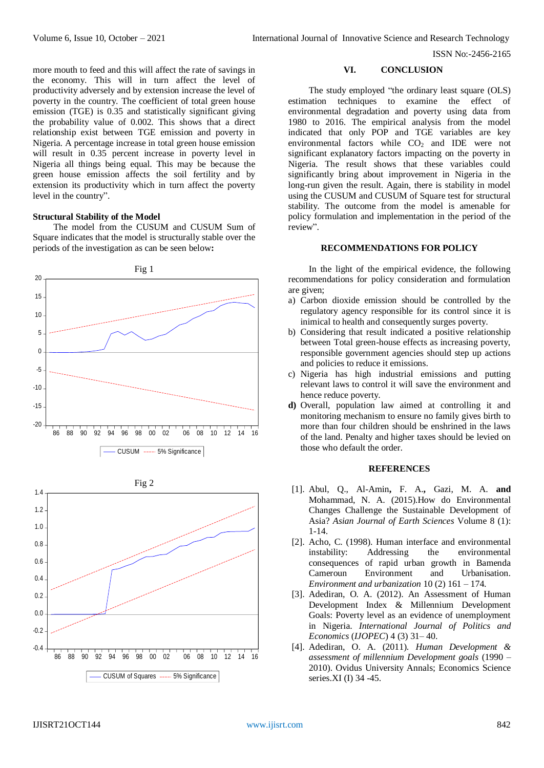more mouth to feed and this will affect the rate of savings in the economy. This will in turn affect the level of productivity adversely and by extension increase the level of poverty in the country. The coefficient of total green house emission (TGE) is 0.35 and statistically significant giving the probability value of 0.002. This shows that a direct relationship exist between TGE emission and poverty in Nigeria. A percentage increase in total green house emission will result in 0.35 percent increase in poverty level in Nigeria all things being equal. This may be because the green house emission affects the soil fertility and by extension its productivity which in turn affect the poverty level in the country".

**Structural Stability of the Model**

The model from the CUSUM and CUSUM Sum of Square indicates that the model is structurally stable over the periods of the investigation as can be seen below**:**

Fig 1

CUSUM ---- 5% Significance

Fig 2

CUSUM of Squares ---- 5% Significance

## VI. CONCLUSION

The study employed "the ordinary least square (OLS) estimation techniques to examine the effect of environmental degradation and poverty using data from 1980 to 2016. The empirical analysis from the model indicated that only POP and TGE variables are key environmental factors while $CO_2$ and IDE were not significant explanatory factors impacting on the poverty in Nigeria. The result shows that these variables could significantly bring about improvement in Nigeria in the long-run given the result. Again, there is stability in model using the CUSUM and CUSUM of Square test for structural stability. The outcome from the model is amenable for policy formulation and implementation in the period of the review".

## RECOMMENDATIONS FOR POLICY

In the light of the empirical evidence, the following recommendations for policy consideration and formulation are given;

a) Carbon dioxide emission should be controlled by the regulatory agency responsible for its control since it is inimical to health and consequently surges poverty.
b) Considering that result indicated a positive relationship between Total green-house effects as increasing poverty, responsible government agencies should step up actions and policies to reduce it emissions.
c) Nigeria has high industrial emissions and putting relevant laws to control it will save the environment and hence reduce poverty.
**d)** Overall, population law aimed at controlling it and monitoring mechanism to ensure no family gives birth to more than four children should be enshrined in the laws of the land. Penalty and higher taxes should be levied on those who default the order.

## REFERENCES

[1]. Abul, Q., Al-Amin**,** F. A.**,** Gazi, M. A. **and** Mohammad, N. A. (2015).How do Environmental Changes Challenge the Sustainable Development of Asia? *Asian Journal of Earth Sciences* Volume 8 (1): 1-14.

[2]. Acho, C. (1998). Human interface and environmental instability: Addressing the environmental consequences of rapid urban growth in Bamenda Cameroun Environment and Urbanisation. *Environment and urbanization* 10 (2) 161 – 174.

[3]. Adediran, O. A. (2012). An Assessment of Human Development Index & Millennium Development Goals: Poverty level as an evidence of unemployment in Nigeria. *International Journal of Politics and Economics* (*IJOPEC*) 4 (3) 31– 40.

[4]. Adediran, O. A. (2011). *Human Development & assessment of millennium Development goals* (1990 – 2010). Ovidus University Annals; Economics Science series.XI (I) 34 -45.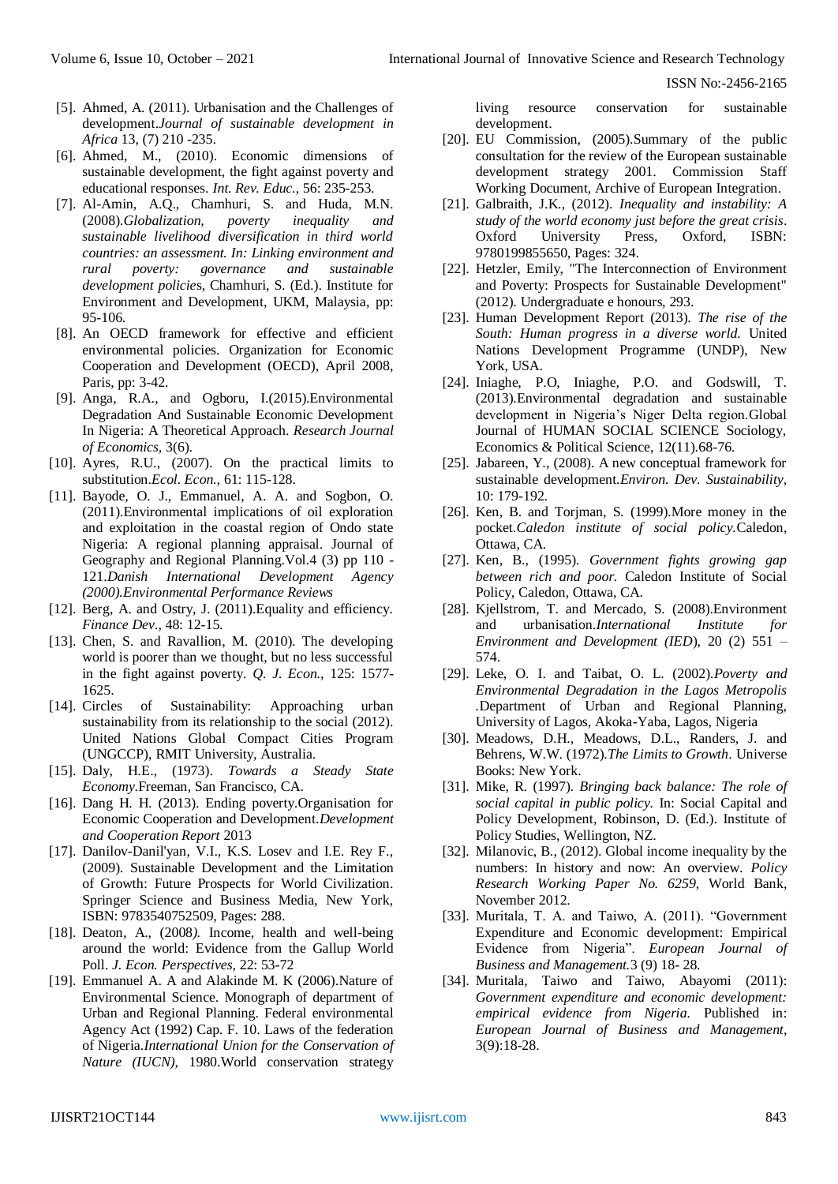[5]. Ahmed, A. (2011). Urbanisation and the Challenges of development.*Journal of sustainable development in Africa* 13, (7) 210 -235.

[6]. Ahmed, M., (2010). Economic dimensions of sustainable development, the fight against poverty and educational responses. *Int. Rev. Educ.,* 56: 235-253.

[7]. Al-Amin, A.Q., Chamhuri, S. and Huda, M.N. (2008).*Globalization, poverty inequality and sustainable livelihood diversification in third world countries: an assessment. In: Linking environment and rural poverty: governance and sustainable development policie*s, Chamhuri, S. (Ed.). Institute for Environment and Development, UKM, Malaysia, pp: 95-106.

[8]. An OECD framework for effective and efficient environmental policies. Organization for Economic Cooperation and Development (OECD), April 2008, Paris, pp: 3-42.

[9]. Anga, R.A., and Ogboru, I.(2015).Environmental Degradation And Sustainable Economic Development In Nigeria: A Theoretical Approach. *Research Journal of Economics,* 3(6).

[10]. Ayres, R.U., (2007). On the practical limits to substitution.*Ecol. Econ.,* 61: 115-128.

[11]. Bayode, O. J., Emmanuel, A. A. and Sogbon, O. (2011).Environmental implications of oil exploration and exploitation in the coastal region of Ondo state Nigeria: A regional planning appraisal. Journal of Geography and Regional Planning.Vol.4 (3) pp 110 - 121.*Danish International Development Agency (2000).Environmental Performance Reviews*

[12]. Berg, A. and Ostry, J. (2011).Equality and efficiency. *Finance Dev.,* 48: 12-15.

[13]. Chen, S. and Ravallion, M. (2010). The developing world is poorer than we thought, but no less successful in the fight against poverty. *Q. J. Econ.,* 125: 1577-1625.

[14]. Circles of Sustainability: Approaching urban sustainability from its relationship to the social (2012). United Nations Global Compact Cities Program (UNGCCP), RMIT University, Australia.

[15]. Daly, H.E., (1973). *Towards a Steady State Economy.*Freeman, San Francisco, CA.

[16]. Dang H. H. (2013). Ending poverty.Organisation for Economic Cooperation and Development.*Development and Cooperation Report* 2013

[17]. Danilov-Danil'yan, V.I., K.S. Losev and I.E. Rey F., (2009). Sustainable Development and the Limitation of Growth: Future Prospects for World Civilization. Springer Science and Business Media, New York, ISBN: 9783540752509, Pages: 288.

[18]. Deaton, A., (2008*).* Income, health and well-being around the world: Evidence from the Gallup World Poll. *J. Econ. Perspectives,* 22: 53-72

[19]. Emmanuel A. A and Alakinde M. K (2006).Nature of Environmental Science. Monograph of department of Urban and Regional Planning. Federal environmental Agency Act (1992) Cap. F. 10. Laws of the federation of Nigeria.*International Union for the Conservation of Nature (IUCN),* 1980.World conservation strategy living resource conservation for sustainable development.

[20]. EU Commission, (2005).Summary of the public consultation for the review of the European sustainable development strategy 2001. Commission Staff Working Document, Archive of European Integration.

[21]. Galbraith, J.K., (2012). *Inequality and instability: A study of the world economy just before the great crisis*. Oxford University Press, Oxford, ISBN: 9780199855650, Pages: 324.

[22]. Hetzler, Emily, "The Interconnection of Environment and Poverty: Prospects for Sustainable Development" (2012). Undergraduate e honours, 293.

[23]. Human Development Report (2013). *The rise of the South: Human progress in a diverse world.* United Nations Development Programme (UNDP), New York, USA.

[24]. Iniaghe, P.O, Iniaghe, P.O. and Godswill, T. (2013).Environmental degradation and sustainable development in Nigeria's Niger Delta region.Global Journal of HUMAN SOCIAL SCIENCE Sociology, Economics & Political Science, 12(11).68-76.

[25]. Jabareen, Y., (2008). A new conceptual framework for sustainable development.*Environ. Dev. Sustainability,* 10: 179-192.

[26]. Ken, B. and Torjman, S. (1999).More money in the pocket.*Caledon institute of social policy.*Caledon, Ottawa, CA.

[27]. Ken, B., (1995). *Government fights growing gap between rich and poor.* Caledon Institute of Social Policy, Caledon, Ottawa, CA.

[28]. Kjellstrom, T. and Mercado, S. (2008).Environment and urbanisation.*International Institute for Environment and Development (IED*), 20 (2) 551 – 574.

[29]. Leke, O. I. and Taibat, O. L. (2002).*Poverty and Environmental Degradation in the Lagos Metropolis* .Department of Urban and Regional Planning, University of Lagos, Akoka-Yaba, Lagos, Nigeria

[30]. Meadows, D.H., Meadows, D.L., Randers, J. and Behrens, W.W. (1972).*The Limits to Growth*. Universe Books: New York.

[31]. Mike, R. (1997). *Bringing back balance: The role of social capital in public policy.* In: Social Capital and Policy Development, Robinson, D. (Ed.). Institute of Policy Studies, Wellington, NZ.

[32]. Milanovic, B., (2012). Global income inequality by the numbers: In history and now: An overview. *Policy Research Working Paper No. 6259*, World Bank, November 2012.

[33]. Muritala, T. A. and Taiwo, A. (2011). "Government Expenditure and Economic development: Empirical Evidence from Nigeria". *European Journal of Business and Management.*3 (9) 18- 28.

[34]. Muritala, Taiwo and Taiwo, Abayomi (2011): *Government expenditure and economic development: empirical evidence from Nigeria.* Published in: *European Journal of Business and Management*, 3(9):18-28.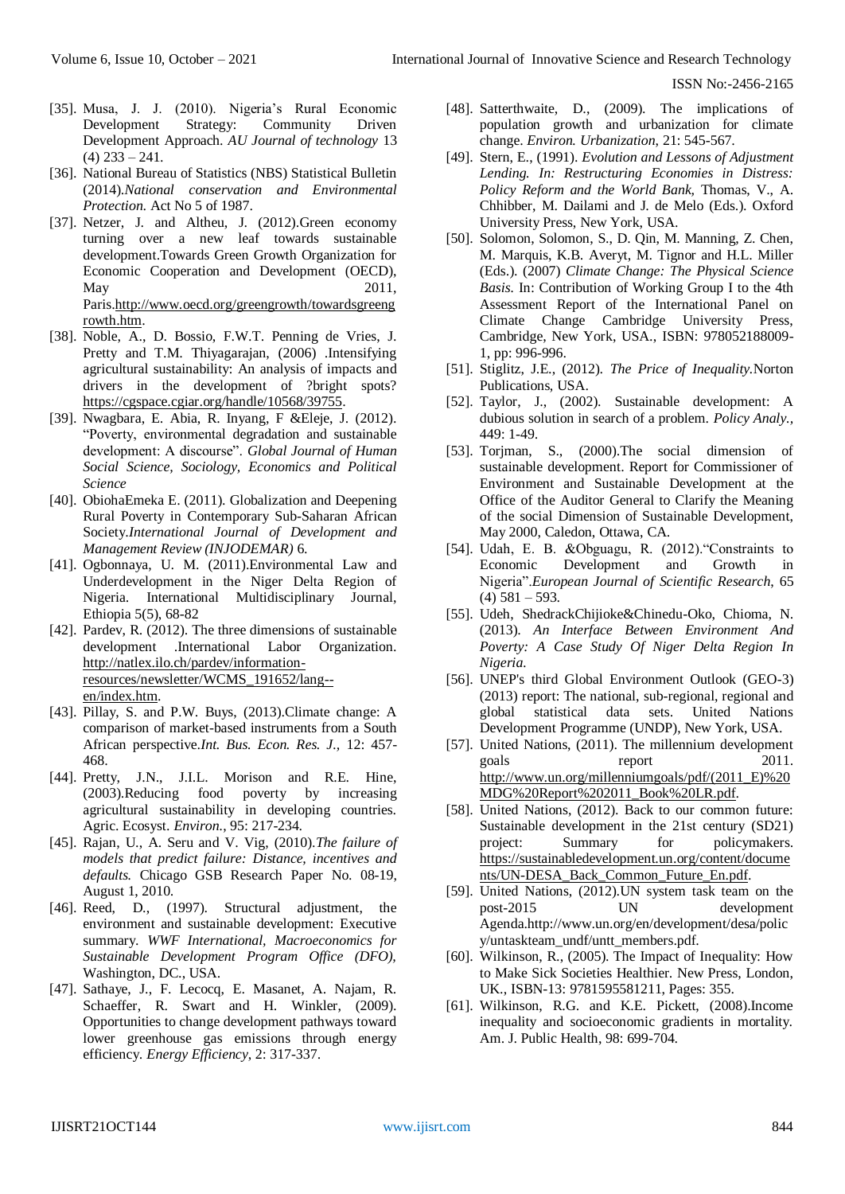[35]. Musa, J. J. (2010). Nigeria's Rural Economic Development Strategy: Community Driven Development Approach. *AU Journal of technology* 13 (4) 233 – 241.

[36]. National Bureau of Statistics (NBS) Statistical Bulletin (2014).*National conservation and Environmental Protection.* Act No 5 of 1987.

[37]. Netzer, J. and Altheu, J. (2012).Green economy turning over a new leaf towards sustainable development.Towards Green Growth Organization for Economic Cooperation and Development (OECD), May 2011, Paris.http://www.oecd.org/greengrowth/towardsgreengrowth.htm.

[38]. Noble, A., D. Bossio, F.W.T. Penning de Vries, J. Pretty and T.M. Thiyagarajan, (2006) .Intensifying agricultural sustainability: An analysis of impacts and drivers in the development of ?bright spots? https://cgspace.cgiar.org/handle/10568/39755.

[39]. Nwagbara, E. Abia, R. Inyang, F &Eleje, J. (2012). "Poverty, environmental degradation and sustainable development: A discourse". *Global Journal of Human Social Science, Sociology, Economics and Political Science*

[40]. ObiohaEmeka E. (2011). Globalization and Deepening Rural Poverty in Contemporary Sub-Saharan African Society.*International Journal of Development and Management Review (INJODEMAR)* 6.

[41]. Ogbonnaya, U. M. (2011).Environmental Law and Underdevelopment in the Niger Delta Region of Nigeria. International Multidisciplinary Journal, Ethiopia 5(5), 68-82

[42]. Pardev, R. (2012). The three dimensions of sustainable development .International Labor Organization. http://natlex.ilo.ch/pardev/information-resources/newsletter/WCMS_191652/lang--en/index.htm.

[43]. Pillay, S. and P.W. Buys, (2013).Climate change: A comparison of market-based instruments from a South African perspective.*Int. Bus. Econ. Res. J.,* 12: 457-468.

[44]. Pretty, J.N., J.I.L. Morison and R.E. Hine, (2003).Reducing food poverty by increasing agricultural sustainability in developing countries. Agric. Ecosyst. *Environ.,* 95: 217-234.

[45]. Rajan, U., A. Seru and V. Vig, (2010).*The failure of models that predict failure: Distance, incentives and defaults.* Chicago GSB Research Paper No. 08-19, August 1, 2010.

[46]. Reed, D., (1997). Structural adjustment, the environment and sustainable development: Executive summary. *WWF International, Macroeconomics for Sustainable Development Program Office (DFO),* Washington, DC., USA.

[47]. Sathaye, J., F. Lecocq, E. Masanet, A. Najam, R. Schaeffer, R. Swart and H. Winkler, (2009). Opportunities to change development pathways toward lower greenhouse gas emissions through energy efficiency. *Energy Efficiency,* 2: 317-337.

[48]. Satterthwaite, D., (2009). The implications of population growth and urbanization for climate change. *Environ. Urbanization,* 21: 545-567.

[49]. Stern, E., (1991). *Evolution and Lessons of Adjustment Lending. In: Restructuring Economies in Distress: Policy Reform and the World Bank,* Thomas, V., A. Chhibber, M. Dailami and J. de Melo (Eds.). Oxford University Press, New York, USA.

[50]. Solomon, Solomon, S., D. Qin, M. Manning, Z. Chen, M. Marquis, K.B. Averyt, M. Tignor and H.L. Miller (Eds.). (2007) *Climate Change: The Physical Science Basis.* In: Contribution of Working Group I to the 4th Assessment Report of the International Panel on Climate Change Cambridge University Press, Cambridge, New York, USA., ISBN: 978052188009-1, pp: 996-996.

[51]. Stiglitz, J.E., (2012). *The Price of Inequality.*Norton Publications, USA.

[52]. Taylor, J., (2002). Sustainable development: A dubious solution in search of a problem. *Policy Analy.,* 449: 1-49.

[53]. Torjman, S., (2000).The social dimension of sustainable development. Report for Commissioner of Environment and Sustainable Development at the Office of the Auditor General to Clarify the Meaning of the social Dimension of Sustainable Development, May 2000, Caledon, Ottawa, CA.

[54]. Udah, E. B. &Obguagu, R. (2012)."Constraints to Economic Development and Growth in Nigeria".*European Journal of Scientific Research,* 65 (4) 581 – 593.

[55]. Udeh, ShedrackChijioke&Chinedu-Oko, Chioma, N. (2013). *An Interface Between Environment And Poverty: A Case Study Of Niger Delta Region In Nigeria.*

[56]. UNEP's third Global Environment Outlook (GEO-3) (2013) report: The national, sub-regional, regional and global statistical data sets. United Nations Development Programme (UNDP), New York, USA.

[57]. United Nations, (2011). The millennium development goals report 2011. http://www.un.org/millenniumgoals/pdf/(2011_E)%20MDG%20Report%202011_Book%20LR.pdf.

[58]. United Nations, (2012). Back to our common future: Sustainable development in the 21st century (SD21) project: Summary for policymakers. https://sustainabledevelopment.un.org/content/documents/UN-DESA_Back_Common_Future_En.pdf.

[59]. United Nations, (2012).UN system task team on the post-2015 UN development Agenda.http://www.un.org/en/development/desa/policy/untaskteam_undf/untt_members.pdf.

[60]. Wilkinson, R., (2005). The Impact of Inequality: How to Make Sick Societies Healthier. New Press, London, UK., ISBN-13: 9781595581211, Pages: 355.

[61]. Wilkinson, R.G. and K.E. Pickett, (2008).Income inequality and socioeconomic gradients in mortality. Am. J. Public Health, 98: 699-704.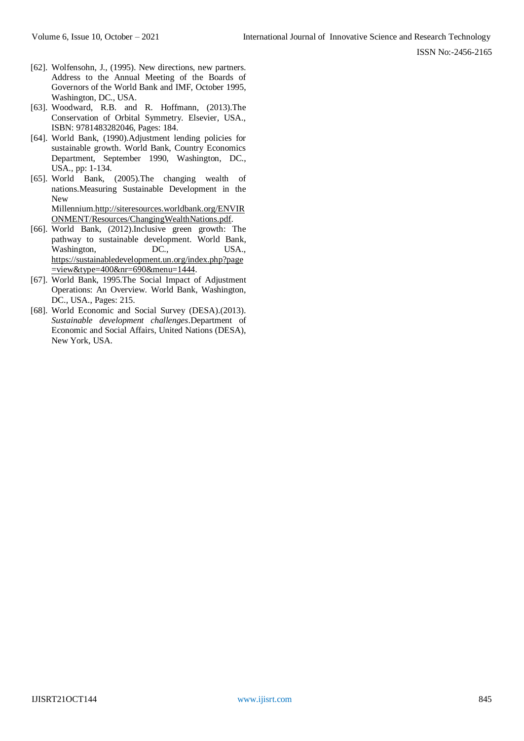[62]. Wolfensohn, J., (1995). New directions, new partners. Address to the Annual Meeting of the Boards of Governors of the World Bank and IMF, October 1995, Washington, DC., USA.

[63]. Woodward, R.B. and R. Hoffmann, (2013).The Conservation of Orbital Symmetry. Elsevier, USA., ISBN: 9781483282046, Pages: 184.

[64]. World Bank, (1990).Adjustment lending policies for sustainable growth. World Bank, Country Economics Department, September 1990, Washington, DC., USA., pp: 1-134.

[65]. World Bank, (2005).The changing wealth of nations.Measuring Sustainable Development in the New Millennium.http://siteresources.worldbank.org/ENVIRONMENT/Resources/ChangingWealthNations.pdf.

[66]. World Bank, (2012).Inclusive green growth: The pathway to sustainable development. World Bank, Washington, DC., USA., https://sustainabledevelopment.un.org/index.php?page=view&type=400&nr=690&menu=1444.

[67]. World Bank, 1995.The Social Impact of Adjustment Operations: An Overview. World Bank, Washington, DC., USA., Pages: 215.

[68]. World Economic and Social Survey (DESA).(2013). *Sustainable development challenges*.Department of Economic and Social Affairs, United Nations (DESA), New York, USA.